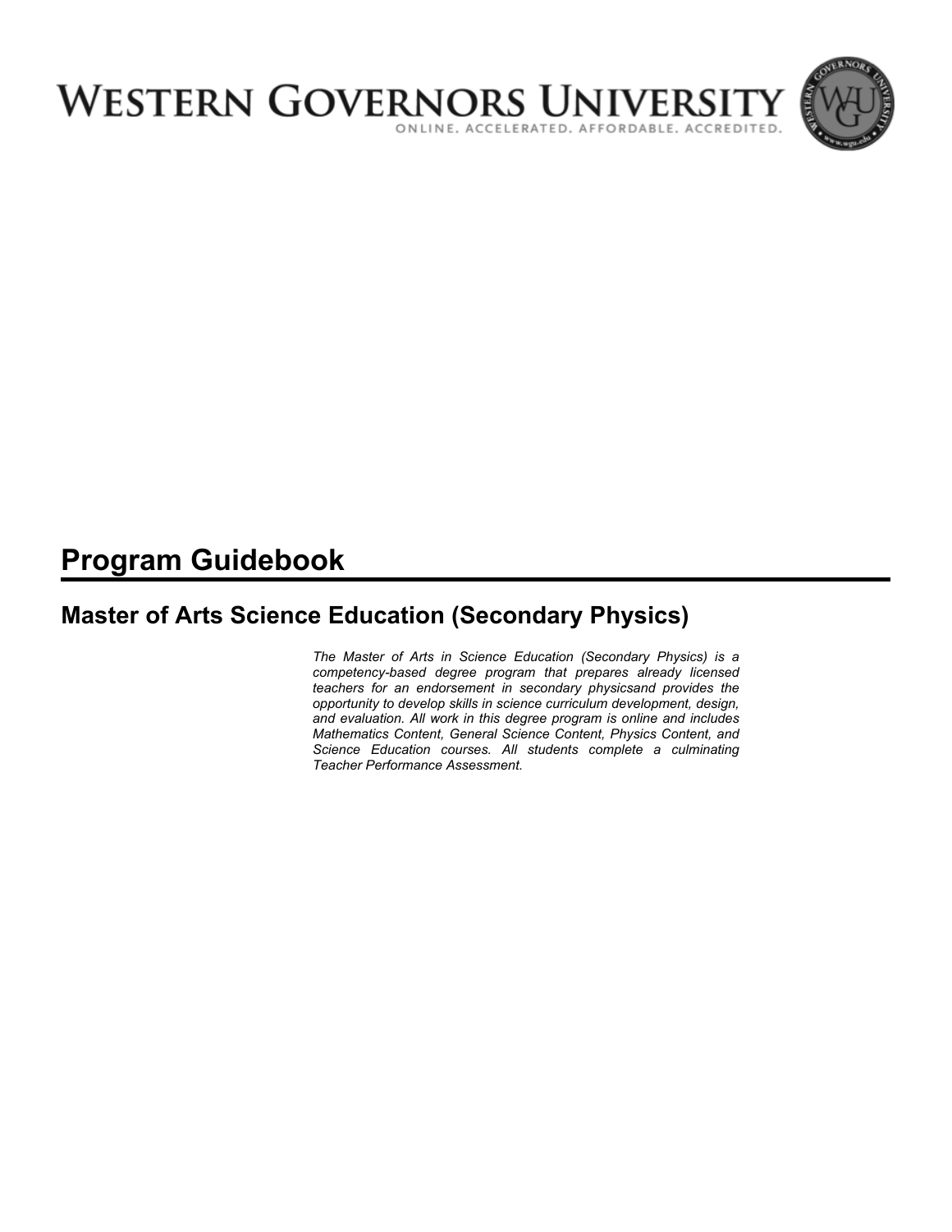# Western Governors University

ONLINE. ACCELERATED. AFFORDABLE. ACCREDITED.

## Program Guidebook

### Master of Arts Science Education (Secondary Physics)

*The Master of Arts in Science Education (Secondary Physics) is a competency-based degree program that prepares already licensed teachers for an endorsement in secondary physicsand provides the opportunity to develop skills in science curriculum development, design, and evaluation. All work in this degree program is online and includes Mathematics Content, General Science Content, Physics Content, and Science Education courses. All students complete a culminating Teacher Performance Assessment.*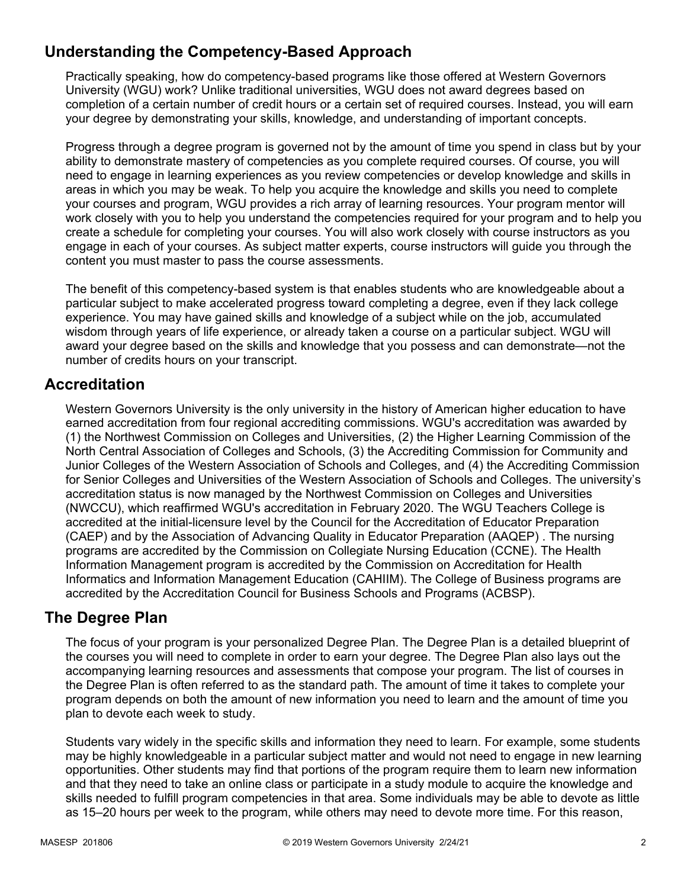## Understanding the Competency-Based Approach

Practically speaking, how do competency-based programs like those offered at Western Governors University (WGU) work? Unlike traditional universities, WGU does not award degrees based on completion of a certain number of credit hours or a certain set of required courses. Instead, you will earn your degree by demonstrating your skills, knowledge, and understanding of important concepts.

Progress through a degree program is governed not by the amount of time you spend in class but by your ability to demonstrate mastery of competencies as you complete required courses. Of course, you will need to engage in learning experiences as you review competencies or develop knowledge and skills in areas in which you may be weak. To help you acquire the knowledge and skills you need to complete your courses and program, WGU provides a rich array of learning resources. Your program mentor will work closely with you to help you understand the competencies required for your program and to help you create a schedule for completing your courses. You will also work closely with course instructors as you engage in each of your courses. As subject matter experts, course instructors will guide you through the content you must master to pass the course assessments.

The benefit of this competency-based system is that enables students who are knowledgeable about a particular subject to make accelerated progress toward completing a degree, even if they lack college experience. You may have gained skills and knowledge of a subject while on the job, accumulated wisdom through years of life experience, or already taken a course on a particular subject. WGU will award your degree based on the skills and knowledge that you possess and can demonstrate—not the number of credits hours on your transcript.

## Accreditation

Western Governors University is the only university in the history of American higher education to have earned accreditation from four regional accrediting commissions. WGU's accreditation was awarded by (1) the Northwest Commission on Colleges and Universities, (2) the Higher Learning Commission of the North Central Association of Colleges and Schools, (3) the Accrediting Commission for Community and Junior Colleges of the Western Association of Schools and Colleges, and (4) the Accrediting Commission for Senior Colleges and Universities of the Western Association of Schools and Colleges. The university's accreditation status is now managed by the Northwest Commission on Colleges and Universities (NWCCU), which reaffirmed WGU's accreditation in February 2020. The WGU Teachers College is accredited at the initial-licensure level by the Council for the Accreditation of Educator Preparation (CAEP) and by the Association of Advancing Quality in Educator Preparation (AAQEP) . The nursing programs are accredited by the Commission on Collegiate Nursing Education (CCNE). The Health Information Management program is accredited by the Commission on Accreditation for Health Informatics and Information Management Education (CAHIIM). The College of Business programs are accredited by the Accreditation Council for Business Schools and Programs (ACBSP).

## The Degree Plan

The focus of your program is your personalized Degree Plan. The Degree Plan is a detailed blueprint of the courses you will need to complete in order to earn your degree. The Degree Plan also lays out the accompanying learning resources and assessments that compose your program. The list of courses in the Degree Plan is often referred to as the standard path. The amount of time it takes to complete your program depends on both the amount of new information you need to learn and the amount of time you plan to devote each week to study.

Students vary widely in the specific skills and information they need to learn. For example, some students may be highly knowledgeable in a particular subject matter and would not need to engage in new learning opportunities. Other students may find that portions of the program require them to learn new information and that they need to take an online class or participate in a study module to acquire the knowledge and skills needed to fulfill program competencies in that area. Some individuals may be able to devote as little as 15–20 hours per week to the program, while others may need to devote more time. For this reason,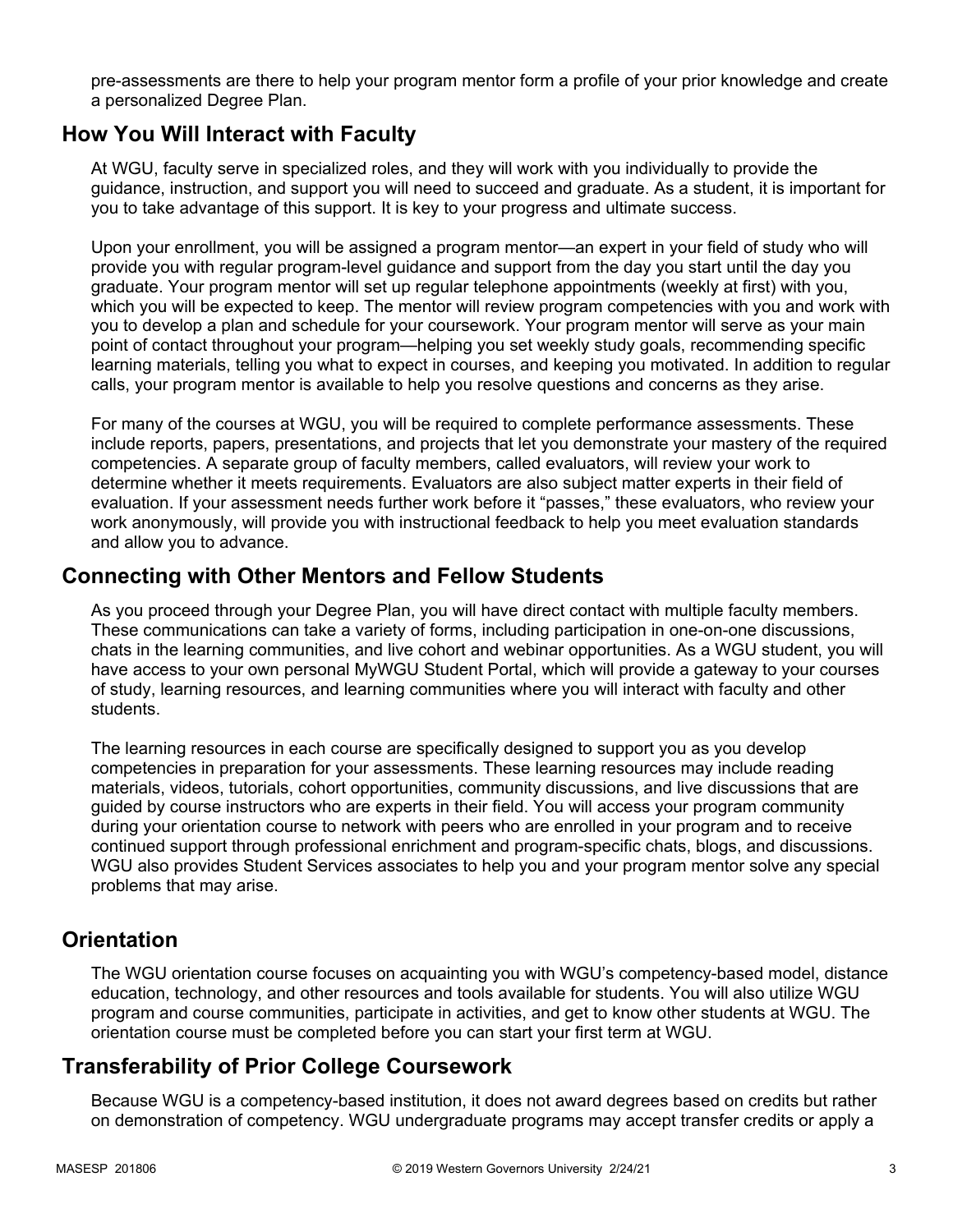pre-assessments are there to help your program mentor form a profile of your prior knowledge and create a personalized Degree Plan.

## How You Will Interact with Faculty

At WGU, faculty serve in specialized roles, and they will work with you individually to provide the guidance, instruction, and support you will need to succeed and graduate. As a student, it is important for you to take advantage of this support. It is key to your progress and ultimate success.

Upon your enrollment, you will be assigned a program mentor—an expert in your field of study who will provide you with regular program-level guidance and support from the day you start until the day you graduate. Your program mentor will set up regular telephone appointments (weekly at first) with you, which you will be expected to keep. The mentor will review program competencies with you and work with you to develop a plan and schedule for your coursework. Your program mentor will serve as your main point of contact throughout your program—helping you set weekly study goals, recommending specific learning materials, telling you what to expect in courses, and keeping you motivated. In addition to regular calls, your program mentor is available to help you resolve questions and concerns as they arise.

For many of the courses at WGU, you will be required to complete performance assessments. These include reports, papers, presentations, and projects that let you demonstrate your mastery of the required competencies. A separate group of faculty members, called evaluators, will review your work to determine whether it meets requirements. Evaluators are also subject matter experts in their field of evaluation. If your assessment needs further work before it "passes," these evaluators, who review your work anonymously, will provide you with instructional feedback to help you meet evaluation standards and allow you to advance.

## Connecting with Other Mentors and Fellow Students

As you proceed through your Degree Plan, you will have direct contact with multiple faculty members. These communications can take a variety of forms, including participation in one-on-one discussions, chats in the learning communities, and live cohort and webinar opportunities. As a WGU student, you will have access to your own personal MyWGU Student Portal, which will provide a gateway to your courses of study, learning resources, and learning communities where you will interact with faculty and other students.

The learning resources in each course are specifically designed to support you as you develop competencies in preparation for your assessments. These learning resources may include reading materials, videos, tutorials, cohort opportunities, community discussions, and live discussions that are guided by course instructors who are experts in their field. You will access your program community during your orientation course to network with peers who are enrolled in your program and to receive continued support through professional enrichment and program-specific chats, blogs, and discussions. WGU also provides Student Services associates to help you and your program mentor solve any special problems that may arise.

## Orientation

The WGU orientation course focuses on acquainting you with WGU's competency-based model, distance education, technology, and other resources and tools available for students. You will also utilize WGU program and course communities, participate in activities, and get to know other students at WGU. The orientation course must be completed before you can start your first term at WGU.

## Transferability of Prior College Coursework

Because WGU is a competency-based institution, it does not award degrees based on credits but rather on demonstration of competency. WGU undergraduate programs may accept transfer credits or apply a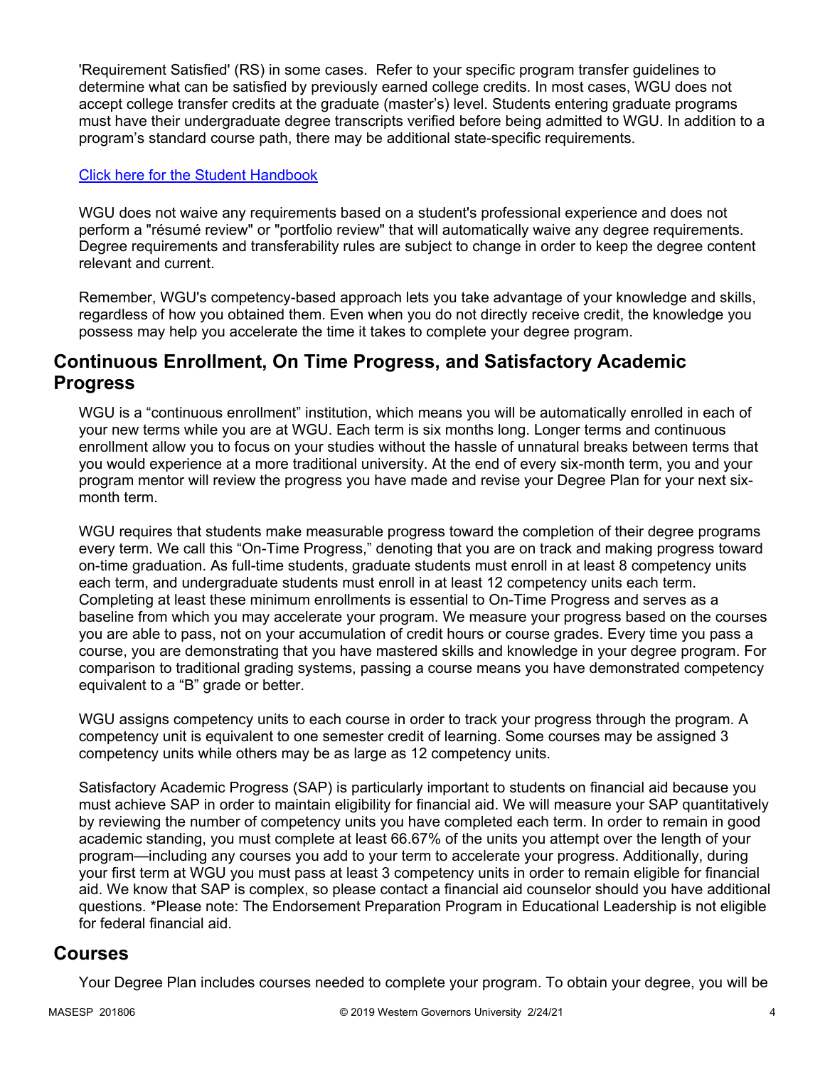'Requirement Satisfied' (RS) in some cases. Refer to your specific program transfer guidelines to determine what can be satisfied by previously earned college credits. In most cases, WGU does not accept college transfer credits at the graduate (master's) level. Students entering graduate programs must have their undergraduate degree transcripts verified before being admitted to WGU. In addition to a program's standard course path, there may be additional state-specific requirements.

[Click here for the Student Handbook]

WGU does not waive any requirements based on a student's professional experience and does not perform a "résumé review" or "portfolio review" that will automatically waive any degree requirements. Degree requirements and transferability rules are subject to change in order to keep the degree content relevant and current.

Remember, WGU's competency-based approach lets you take advantage of your knowledge and skills, regardless of how you obtained them. Even when you do not directly receive credit, the knowledge you possess may help you accelerate the time it takes to complete your degree program.

## Continuous Enrollment, On Time Progress, and Satisfactory Academic Progress

WGU is a "continuous enrollment" institution, which means you will be automatically enrolled in each of your new terms while you are at WGU. Each term is six months long. Longer terms and continuous enrollment allow you to focus on your studies without the hassle of unnatural breaks between terms that you would experience at a more traditional university. At the end of every six-month term, you and your program mentor will review the progress you have made and revise your Degree Plan for your next six-month term.

WGU requires that students make measurable progress toward the completion of their degree programs every term. We call this "On-Time Progress," denoting that you are on track and making progress toward on-time graduation. As full-time students, graduate students must enroll in at least 8 competency units each term, and undergraduate students must enroll in at least 12 competency units each term. Completing at least these minimum enrollments is essential to On-Time Progress and serves as a baseline from which you may accelerate your program. We measure your progress based on the courses you are able to pass, not on your accumulation of credit hours or course grades. Every time you pass a course, you are demonstrating that you have mastered skills and knowledge in your degree program. For comparison to traditional grading systems, passing a course means you have demonstrated competency equivalent to a "B" grade or better.

WGU assigns competency units to each course in order to track your progress through the program. A competency unit is equivalent to one semester credit of learning. Some courses may be assigned 3 competency units while others may be as large as 12 competency units.

Satisfactory Academic Progress (SAP) is particularly important to students on financial aid because you must achieve SAP in order to maintain eligibility for financial aid. We will measure your SAP quantitatively by reviewing the number of competency units you have completed each term. In order to remain in good academic standing, you must complete at least 66.67% of the units you attempt over the length of your program—including any courses you add to your term to accelerate your progress. Additionally, during your first term at WGU you must pass at least 3 competency units in order to remain eligible for financial aid. We know that SAP is complex, so please contact a financial aid counselor should you have additional questions. *Please note: The Endorsement Preparation Program in Educational Leadership is not eligible for federal financial aid.

## Courses

Your Degree Plan includes courses needed to complete your program. To obtain your degree, you will be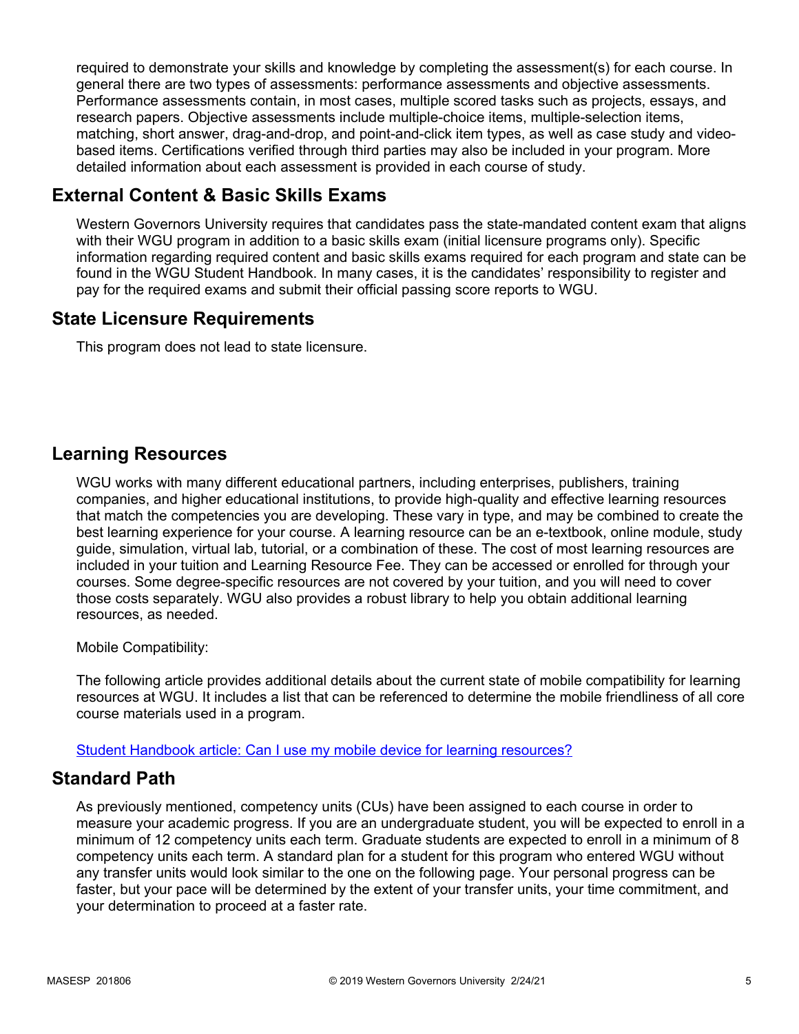required to demonstrate your skills and knowledge by completing the assessment(s) for each course. In general there are two types of assessments: performance assessments and objective assessments. Performance assessments contain, in most cases, multiple scored tasks such as projects, essays, and research papers. Objective assessments include multiple-choice items, multiple-selection items, matching, short answer, drag-and-drop, and point-and-click item types, as well as case study and video-based items. Certifications verified through third parties may also be included in your program. More detailed information about each assessment is provided in each course of study.

## External Content & Basic Skills Exams

Western Governors University requires that candidates pass the state-mandated content exam that aligns with their WGU program in addition to a basic skills exam (initial licensure programs only). Specific information regarding required content and basic skills exams required for each program and state can be found in the WGU Student Handbook. In many cases, it is the candidates' responsibility to register and pay for the required exams and submit their official passing score reports to WGU.

## State Licensure Requirements

This program does not lead to state licensure.

## Learning Resources

WGU works with many different educational partners, including enterprises, publishers, training companies, and higher educational institutions, to provide high-quality and effective learning resources that match the competencies you are developing. These vary in type, and may be combined to create the best learning experience for your course. A learning resource can be an e-textbook, online module, study guide, simulation, virtual lab, tutorial, or a combination of these. The cost of most learning resources are included in your tuition and Learning Resource Fee. They can be accessed or enrolled for through your courses. Some degree-specific resources are not covered by your tuition, and you will need to cover those costs separately. WGU also provides a robust library to help you obtain additional learning resources, as needed.

Mobile Compatibility:

The following article provides additional details about the current state of mobile compatibility for learning resources at WGU. It includes a list that can be referenced to determine the mobile friendliness of all core course materials used in a program.

[Student Handbook article: Can I use my mobile device for learning resources?]

## Standard Path

As previously mentioned, competency units (CUs) have been assigned to each course in order to measure your academic progress. If you are an undergraduate student, you will be expected to enroll in a minimum of 12 competency units each term. Graduate students are expected to enroll in a minimum of 8 competency units each term. A standard plan for a student for this program who entered WGU without any transfer units would look similar to the one on the following page. Your personal progress can be faster, but your pace will be determined by the extent of your transfer units, your time commitment, and your determination to proceed at a faster rate.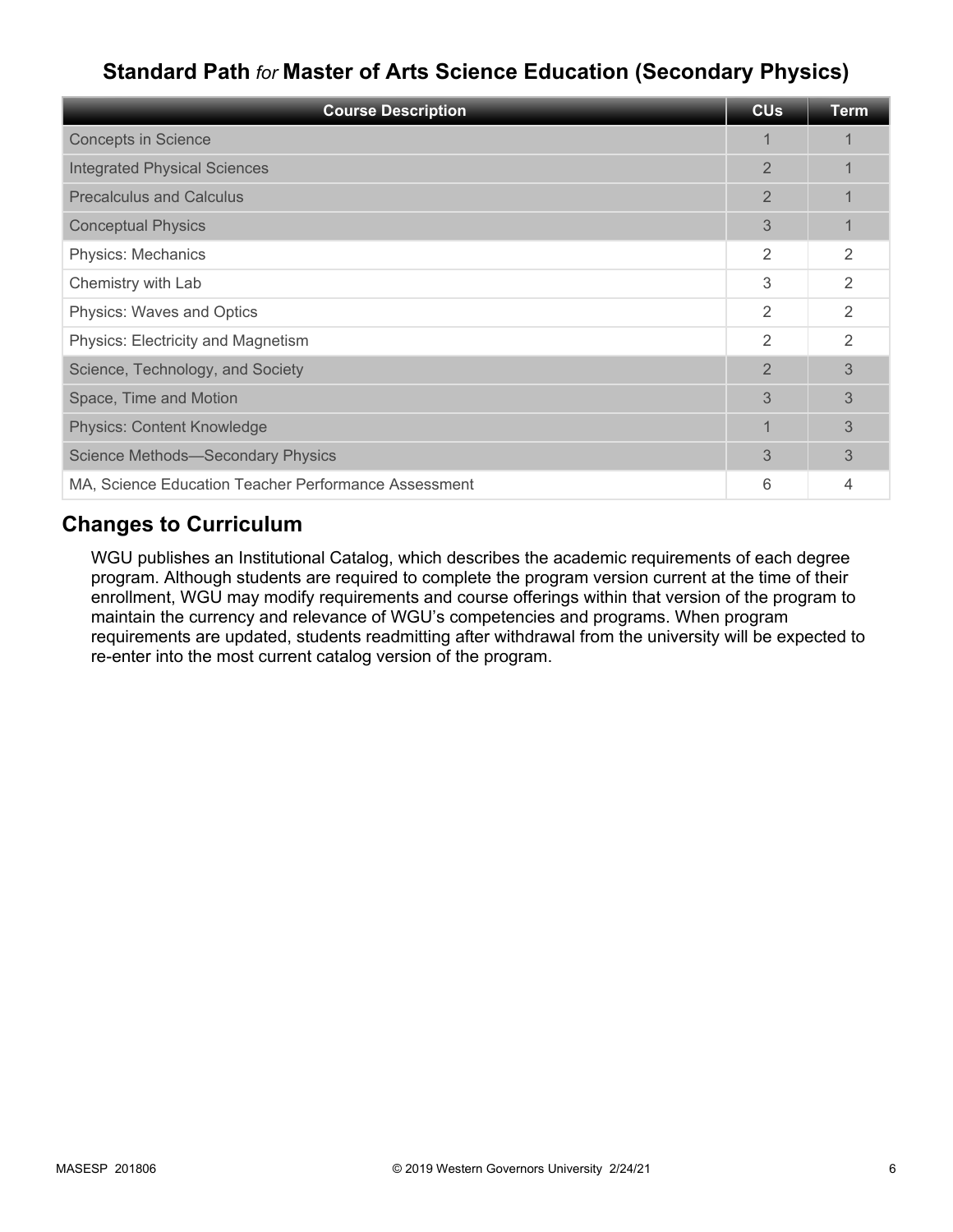## Standard Path *for* Master of Arts Science Education (Secondary Physics)

| Course Description | CUs | Term |
|---|---|---|
| Concepts in Science | 1 | 1 |
| Integrated Physical Sciences | 2 | 1 |
| Precalculus and Calculus | 2 | 1 |
| Conceptual Physics | 3 | 1 |
| Physics: Mechanics | 2 | 2 |
| Chemistry with Lab | 3 | 2 |
| Physics: Waves and Optics | 2 | 2 |
| Physics: Electricity and Magnetism | 2 | 2 |
| Science, Technology, and Society | 2 | 3 |
| Space, Time and Motion | 3 | 3 |
| Physics: Content Knowledge | 1 | 3 |
| Science Methods—Secondary Physics | 3 | 3 |
| MA, Science Education Teacher Performance Assessment | 6 | 4 |

## Changes to Curriculum

WGU publishes an Institutional Catalog, which describes the academic requirements of each degree program. Although students are required to complete the program version current at the time of their enrollment, WGU may modify requirements and course offerings within that version of the program to maintain the currency and relevance of WGU's competencies and programs. When program requirements are updated, students readmitting after withdrawal from the university will be expected to re-enter into the most current catalog version of the program.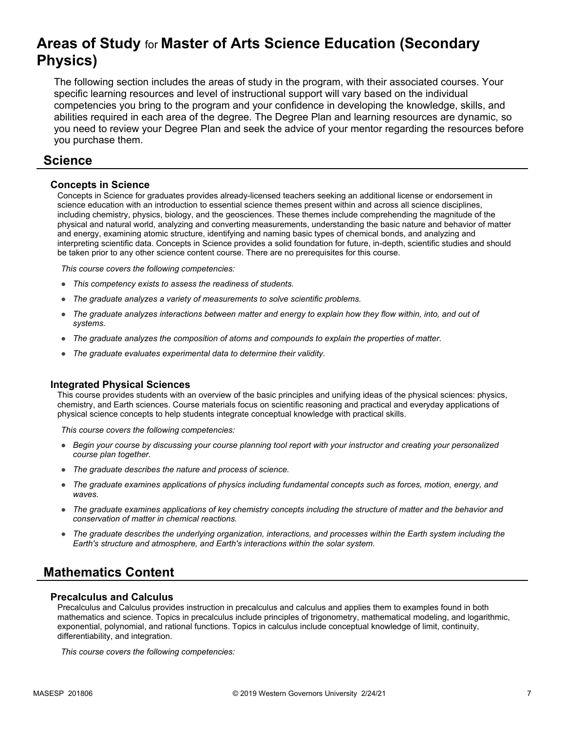# Areas of Study for Master of Arts Science Education (Secondary Physics)

The following section includes the areas of study in the program, with their associated courses. Your specific learning resources and level of instructional support will vary based on the individual competencies you bring to the program and your confidence in developing the knowledge, skills, and abilities required in each area of the degree. The Degree Plan and learning resources are dynamic, so you need to review your Degree Plan and seek the advice of your mentor regarding the resources before you purchase them.

## Science

### Concepts in Science

Concepts in Science for graduates provides already-licensed teachers seeking an additional license or endorsement in science education with an introduction to essential science themes present within and across all science disciplines, including chemistry, physics, biology, and the geosciences. These themes include comprehending the magnitude of the physical and natural world, analyzing and converting measurements, understanding the basic nature and behavior of matter and energy, examining atomic structure, identifying and naming basic types of chemical bonds, and analyzing and interpreting scientific data. Concepts in Science provides a solid foundation for future, in-depth, scientific studies and should be taken prior to any other science content course. There are no prerequisites for this course.

*This course covers the following competencies:*

- *This competency exists to assess the readiness of students.*
- *The graduate analyzes a variety of measurements to solve scientific problems.*
- *The graduate analyzes interactions between matter and energy to explain how they flow within, into, and out of systems.*
- *The graduate analyzes the composition of atoms and compounds to explain the properties of matter.*
- *The graduate evaluates experimental data to determine their validity.*

### Integrated Physical Sciences

This course provides students with an overview of the basic principles and unifying ideas of the physical sciences: physics, chemistry, and Earth sciences. Course materials focus on scientific reasoning and practical and everyday applications of physical science concepts to help students integrate conceptual knowledge with practical skills.

*This course covers the following competencies:*

- *Begin your course by discussing your course planning tool report with your instructor and creating your personalized course plan together.*
- *The graduate describes the nature and process of science.*
- *The graduate examines applications of physics including fundamental concepts such as forces, motion, energy, and waves.*
- *The graduate examines applications of key chemistry concepts including the structure of matter and the behavior and conservation of matter in chemical reactions.*
- *The graduate describes the underlying organization, interactions, and processes within the Earth system including the Earth's structure and atmosphere, and Earth's interactions within the solar system.*

## Mathematics Content

### Precalculus and Calculus

Precalculus and Calculus provides instruction in precalculus and calculus and applies them to examples found in both mathematics and science. Topics in precalculus include principles of trigonometry, mathematical modeling, and logarithmic, exponential, polynomial, and rational functions. Topics in calculus include conceptual knowledge of limit, continuity, differentiability, and integration.

*This course covers the following competencies:*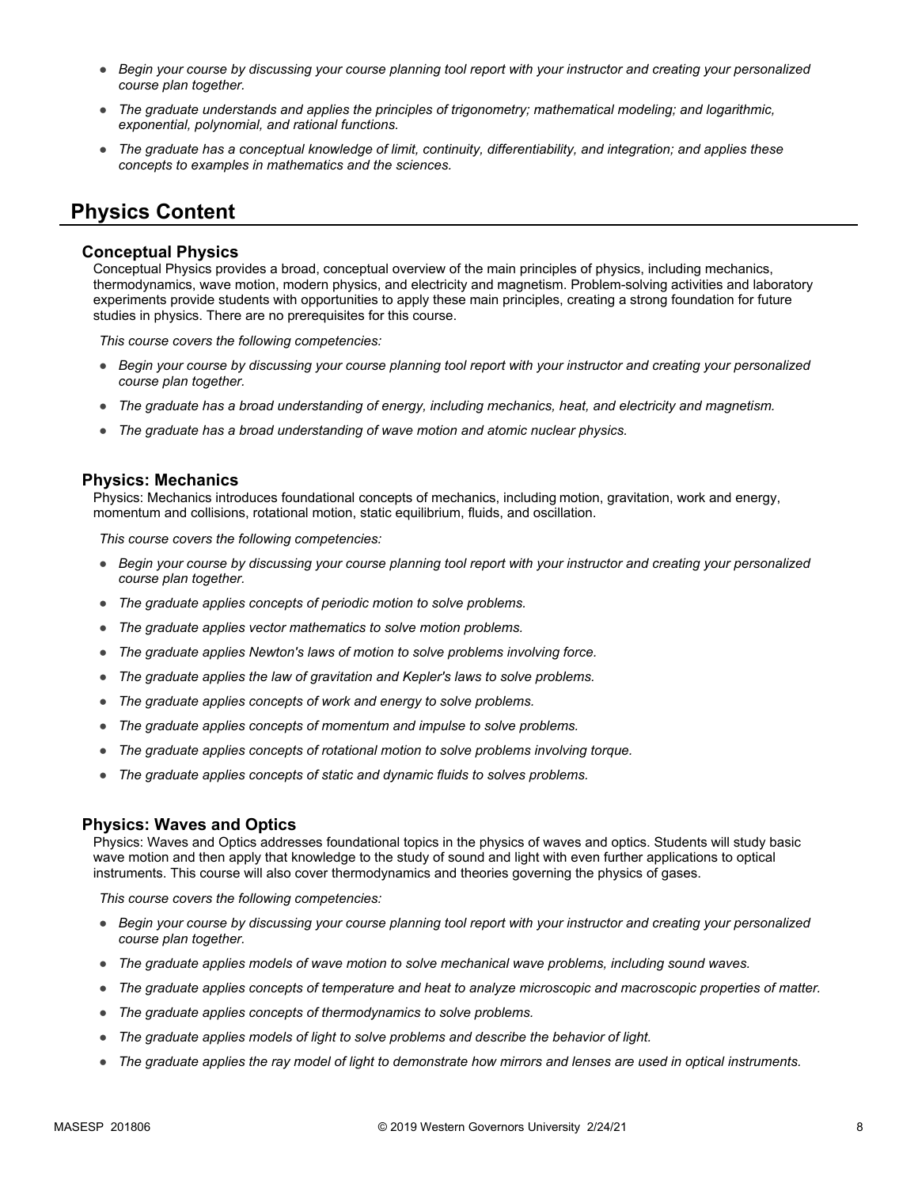- *Begin your course by discussing your course planning tool report with your instructor and creating your personalized course plan together.*
- *The graduate understands and applies the principles of trigonometry; mathematical modeling; and logarithmic, exponential, polynomial, and rational functions.*
- *The graduate has a conceptual knowledge of limit, continuity, differentiability, and integration; and applies these concepts to examples in mathematics and the sciences.*

## Physics Content

### Conceptual Physics

Conceptual Physics provides a broad, conceptual overview of the main principles of physics, including mechanics, thermodynamics, wave motion, modern physics, and electricity and magnetism. Problem-solving activities and laboratory experiments provide students with opportunities to apply these main principles, creating a strong foundation for future studies in physics. There are no prerequisites for this course.

*This course covers the following competencies:*

- *Begin your course by discussing your course planning tool report with your instructor and creating your personalized course plan together.*
- *The graduate has a broad understanding of energy, including mechanics, heat, and electricity and magnetism.*
- *The graduate has a broad understanding of wave motion and atomic nuclear physics.*

### Physics: Mechanics

Physics: Mechanics introduces foundational concepts of mechanics, including motion, gravitation, work and energy, momentum and collisions, rotational motion, static equilibrium, fluids, and oscillation.

*This course covers the following competencies:*

- *Begin your course by discussing your course planning tool report with your instructor and creating your personalized course plan together.*
- *The graduate applies concepts of periodic motion to solve problems.*
- *The graduate applies vector mathematics to solve motion problems.*
- *The graduate applies Newton's laws of motion to solve problems involving force.*
- *The graduate applies the law of gravitation and Kepler's laws to solve problems.*
- *The graduate applies concepts of work and energy to solve problems.*
- *The graduate applies concepts of momentum and impulse to solve problems.*
- *The graduate applies concepts of rotational motion to solve problems involving torque.*
- *The graduate applies concepts of static and dynamic fluids to solves problems.*

### Physics: Waves and Optics

Physics: Waves and Optics addresses foundational topics in the physics of waves and optics. Students will study basic wave motion and then apply that knowledge to the study of sound and light with even further applications to optical instruments. This course will also cover thermodynamics and theories governing the physics of gases.

*This course covers the following competencies:*

- *Begin your course by discussing your course planning tool report with your instructor and creating your personalized course plan together.*
- *The graduate applies models of wave motion to solve mechanical wave problems, including sound waves.*
- *The graduate applies concepts of temperature and heat to analyze microscopic and macroscopic properties of matter.*
- *The graduate applies concepts of thermodynamics to solve problems.*
- *The graduate applies models of light to solve problems and describe the behavior of light.*
- *The graduate applies the ray model of light to demonstrate how mirrors and lenses are used in optical instruments.*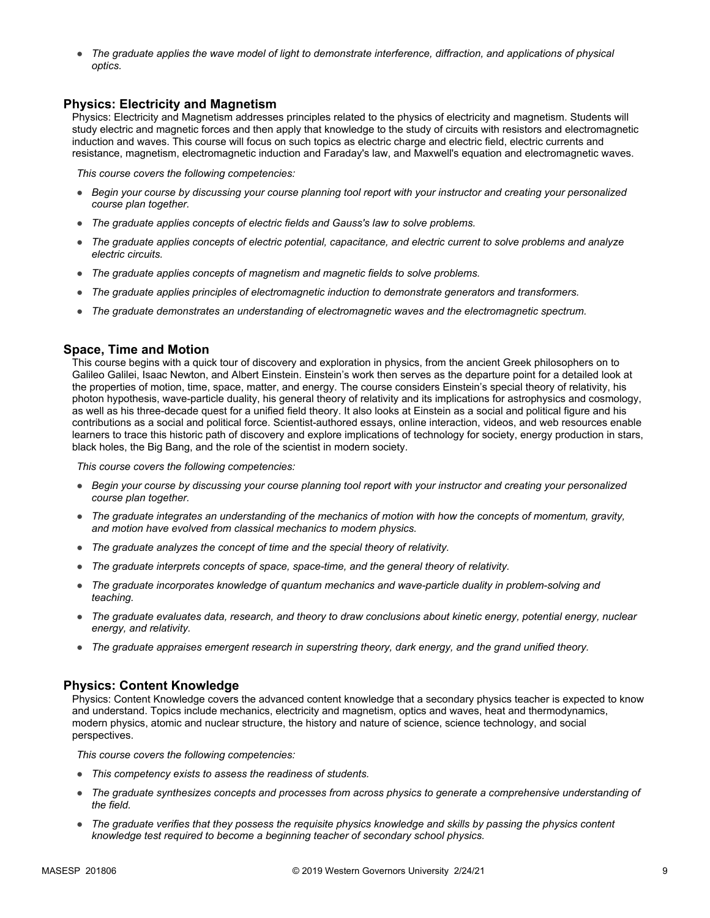- *The graduate applies the wave model of light to demonstrate interference, diffraction, and applications of physical optics.*

### Physics: Electricity and Magnetism

Physics: Electricity and Magnetism addresses principles related to the physics of electricity and magnetism. Students will study electric and magnetic forces and then apply that knowledge to the study of circuits with resistors and electromagnetic induction and waves. This course will focus on such topics as electric charge and electric field, electric currents and resistance, magnetism, electromagnetic induction and Faraday's law, and Maxwell's equation and electromagnetic waves.

*This course covers the following competencies:*

- *Begin your course by discussing your course planning tool report with your instructor and creating your personalized course plan together.*
- *The graduate applies concepts of electric fields and Gauss's law to solve problems.*
- *The graduate applies concepts of electric potential, capacitance, and electric current to solve problems and analyze electric circuits.*
- *The graduate applies concepts of magnetism and magnetic fields to solve problems.*
- *The graduate applies principles of electromagnetic induction to demonstrate generators and transformers.*
- *The graduate demonstrates an understanding of electromagnetic waves and the electromagnetic spectrum.*

### Space, Time and Motion

This course begins with a quick tour of discovery and exploration in physics, from the ancient Greek philosophers on to Galileo Galilei, Isaac Newton, and Albert Einstein. Einstein's work then serves as the departure point for a detailed look at the properties of motion, time, space, matter, and energy. The course considers Einstein's special theory of relativity, his photon hypothesis, wave-particle duality, his general theory of relativity and its implications for astrophysics and cosmology, as well as his three-decade quest for a unified field theory. It also looks at Einstein as a social and political figure and his contributions as a social and political force. Scientist-authored essays, online interaction, videos, and web resources enable learners to trace this historic path of discovery and explore implications of technology for society, energy production in stars, black holes, the Big Bang, and the role of the scientist in modern society.

*This course covers the following competencies:*

- *Begin your course by discussing your course planning tool report with your instructor and creating your personalized course plan together.*
- *The graduate integrates an understanding of the mechanics of motion with how the concepts of momentum, gravity, and motion have evolved from classical mechanics to modern physics.*
- *The graduate analyzes the concept of time and the special theory of relativity.*
- *The graduate interprets concepts of space, space-time, and the general theory of relativity.*
- *The graduate incorporates knowledge of quantum mechanics and wave-particle duality in problem-solving and teaching.*
- *The graduate evaluates data, research, and theory to draw conclusions about kinetic energy, potential energy, nuclear energy, and relativity.*
- *The graduate appraises emergent research in superstring theory, dark energy, and the grand unified theory.*

### Physics: Content Knowledge

Physics: Content Knowledge covers the advanced content knowledge that a secondary physics teacher is expected to know and understand. Topics include mechanics, electricity and magnetism, optics and waves, heat and thermodynamics, modern physics, atomic and nuclear structure, the history and nature of science, science technology, and social perspectives.

*This course covers the following competencies:*

- *This competency exists to assess the readiness of students.*
- *The graduate synthesizes concepts and processes from across physics to generate a comprehensive understanding of the field.*
- *The graduate verifies that they possess the requisite physics knowledge and skills by passing the physics content knowledge test required to become a beginning teacher of secondary school physics.*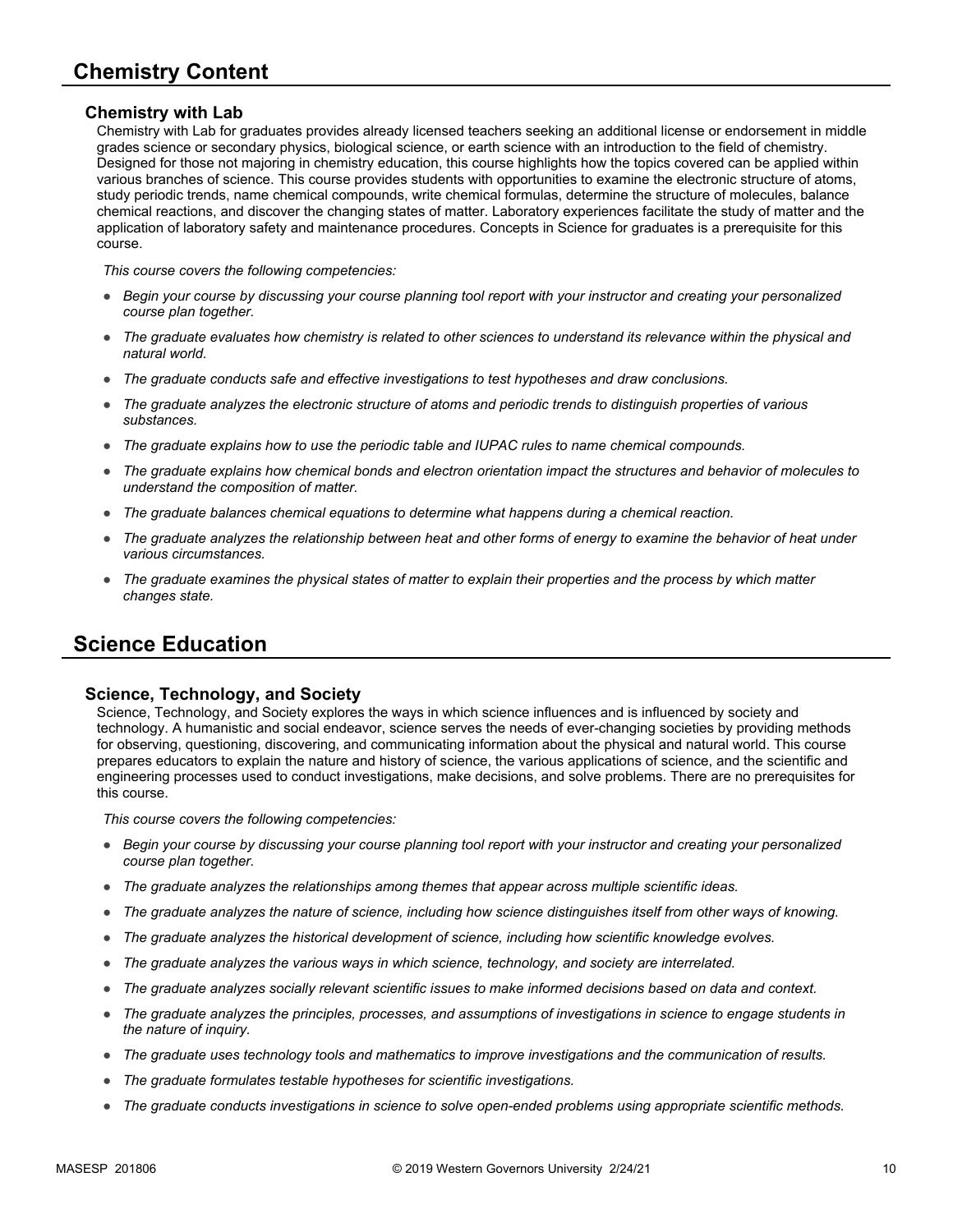## Chemistry Content

### Chemistry with Lab

Chemistry with Lab for graduates provides already licensed teachers seeking an additional license or endorsement in middle grades science or secondary physics, biological science, or earth science with an introduction to the field of chemistry. Designed for those not majoring in chemistry education, this course highlights how the topics covered can be applied within various branches of science. This course provides students with opportunities to examine the electronic structure of atoms, study periodic trends, name chemical compounds, write chemical formulas, determine the structure of molecules, balance chemical reactions, and discover the changing states of matter. Laboratory experiences facilitate the study of matter and the application of laboratory safety and maintenance procedures. Concepts in Science for graduates is a prerequisite for this course.

*This course covers the following competencies:*

- *Begin your course by discussing your course planning tool report with your instructor and creating your personalized course plan together.*
- *The graduate evaluates how chemistry is related to other sciences to understand its relevance within the physical and natural world.*
- *The graduate conducts safe and effective investigations to test hypotheses and draw conclusions.*
- *The graduate analyzes the electronic structure of atoms and periodic trends to distinguish properties of various substances.*
- *The graduate explains how to use the periodic table and IUPAC rules to name chemical compounds.*
- *The graduate explains how chemical bonds and electron orientation impact the structures and behavior of molecules to understand the composition of matter.*
- *The graduate balances chemical equations to determine what happens during a chemical reaction.*
- *The graduate analyzes the relationship between heat and other forms of energy to examine the behavior of heat under various circumstances.*
- *The graduate examines the physical states of matter to explain their properties and the process by which matter changes state.*

## Science Education

### Science, Technology, and Society

Science, Technology, and Society explores the ways in which science influences and is influenced by society and technology. A humanistic and social endeavor, science serves the needs of ever-changing societies by providing methods for observing, questioning, discovering, and communicating information about the physical and natural world. This course prepares educators to explain the nature and history of science, the various applications of science, and the scientific and engineering processes used to conduct investigations, make decisions, and solve problems. There are no prerequisites for this course.

*This course covers the following competencies:*

- *Begin your course by discussing your course planning tool report with your instructor and creating your personalized course plan together.*
- *The graduate analyzes the relationships among themes that appear across multiple scientific ideas.*
- *The graduate analyzes the nature of science, including how science distinguishes itself from other ways of knowing.*
- *The graduate analyzes the historical development of science, including how scientific knowledge evolves.*
- *The graduate analyzes the various ways in which science, technology, and society are interrelated.*
- *The graduate analyzes socially relevant scientific issues to make informed decisions based on data and context.*
- *The graduate analyzes the principles, processes, and assumptions of investigations in science to engage students in the nature of inquiry.*
- *The graduate uses technology tools and mathematics to improve investigations and the communication of results.*
- *The graduate formulates testable hypotheses for scientific investigations.*
- *The graduate conducts investigations in science to solve open-ended problems using appropriate scientific methods.*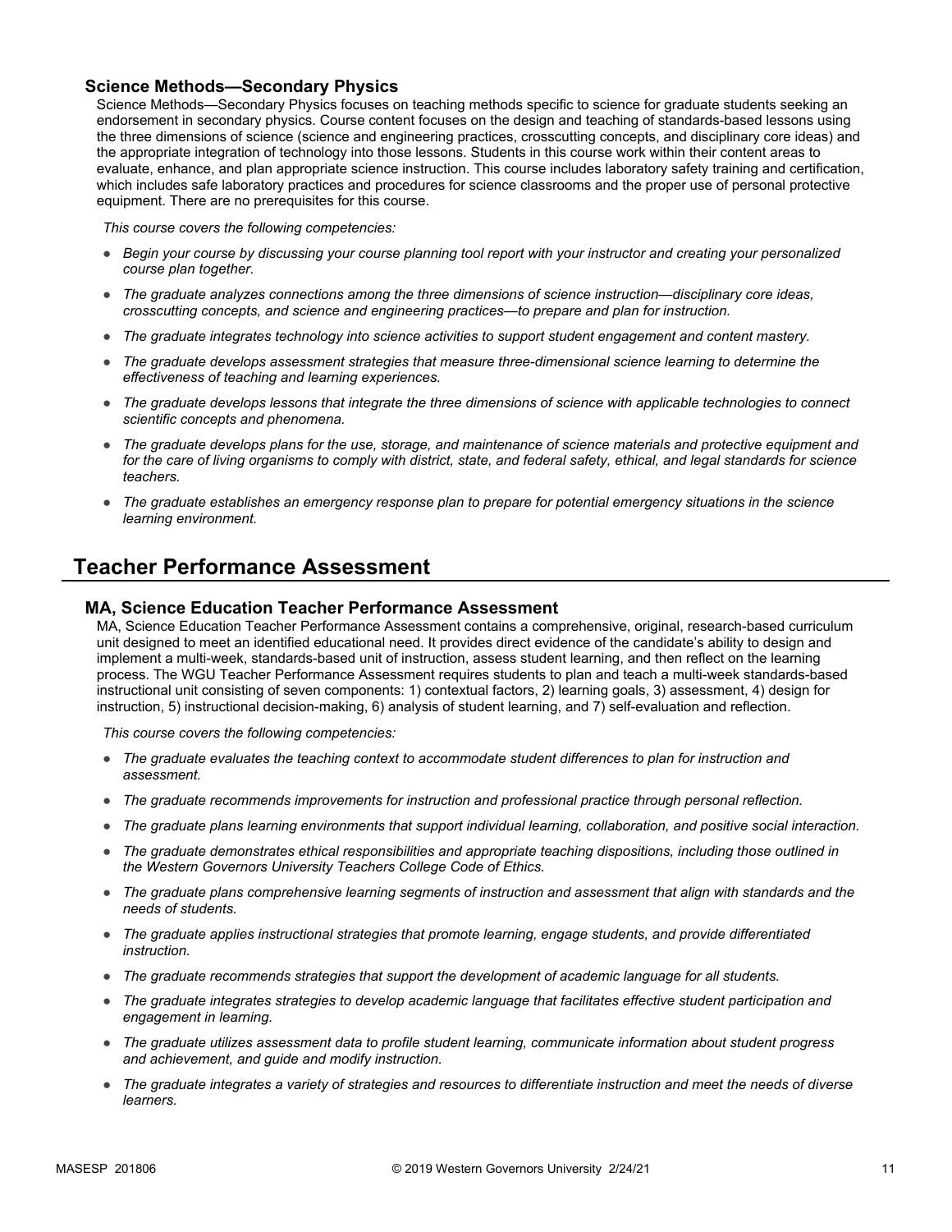### Science Methods—Secondary Physics

Science Methods—Secondary Physics focuses on teaching methods specific to science for graduate students seeking an endorsement in secondary physics. Course content focuses on the design and teaching of standards-based lessons using the three dimensions of science (science and engineering practices, crosscutting concepts, and disciplinary core ideas) and the appropriate integration of technology into those lessons. Students in this course work within their content areas to evaluate, enhance, and plan appropriate science instruction. This course includes laboratory safety training and certification, which includes safe laboratory practices and procedures for science classrooms and the proper use of personal protective equipment. There are no prerequisites for this course.

*This course covers the following competencies:*

- *Begin your course by discussing your course planning tool report with your instructor and creating your personalized course plan together.*
- *The graduate analyzes connections among the three dimensions of science instruction—disciplinary core ideas, crosscutting concepts, and science and engineering practices—to prepare and plan for instruction.*
- *The graduate integrates technology into science activities to support student engagement and content mastery.*
- *The graduate develops assessment strategies that measure three-dimensional science learning to determine the effectiveness of teaching and learning experiences.*
- *The graduate develops lessons that integrate the three dimensions of science with applicable technologies to connect scientific concepts and phenomena.*
- *The graduate develops plans for the use, storage, and maintenance of science materials and protective equipment and for the care of living organisms to comply with district, state, and federal safety, ethical, and legal standards for science teachers.*
- *The graduate establishes an emergency response plan to prepare for potential emergency situations in the science learning environment.*

## Teacher Performance Assessment

### MA, Science Education Teacher Performance Assessment

MA, Science Education Teacher Performance Assessment contains a comprehensive, original, research-based curriculum unit designed to meet an identified educational need. It provides direct evidence of the candidate's ability to design and implement a multi-week, standards-based unit of instruction, assess student learning, and then reflect on the learning process. The WGU Teacher Performance Assessment requires students to plan and teach a multi-week standards-based instructional unit consisting of seven components: 1) contextual factors, 2) learning goals, 3) assessment, 4) design for instruction, 5) instructional decision-making, 6) analysis of student learning, and 7) self-evaluation and reflection.

*This course covers the following competencies:*

- *The graduate evaluates the teaching context to accommodate student differences to plan for instruction and assessment.*
- *The graduate recommends improvements for instruction and professional practice through personal reflection.*
- *The graduate plans learning environments that support individual learning, collaboration, and positive social interaction.*
- *The graduate demonstrates ethical responsibilities and appropriate teaching dispositions, including those outlined in the Western Governors University Teachers College Code of Ethics.*
- *The graduate plans comprehensive learning segments of instruction and assessment that align with standards and the needs of students.*
- *The graduate applies instructional strategies that promote learning, engage students, and provide differentiated instruction.*
- *The graduate recommends strategies that support the development of academic language for all students.*
- *The graduate integrates strategies to develop academic language that facilitates effective student participation and engagement in learning.*
- *The graduate utilizes assessment data to profile student learning, communicate information about student progress and achievement, and guide and modify instruction.*
- *The graduate integrates a variety of strategies and resources to differentiate instruction and meet the needs of diverse learners.*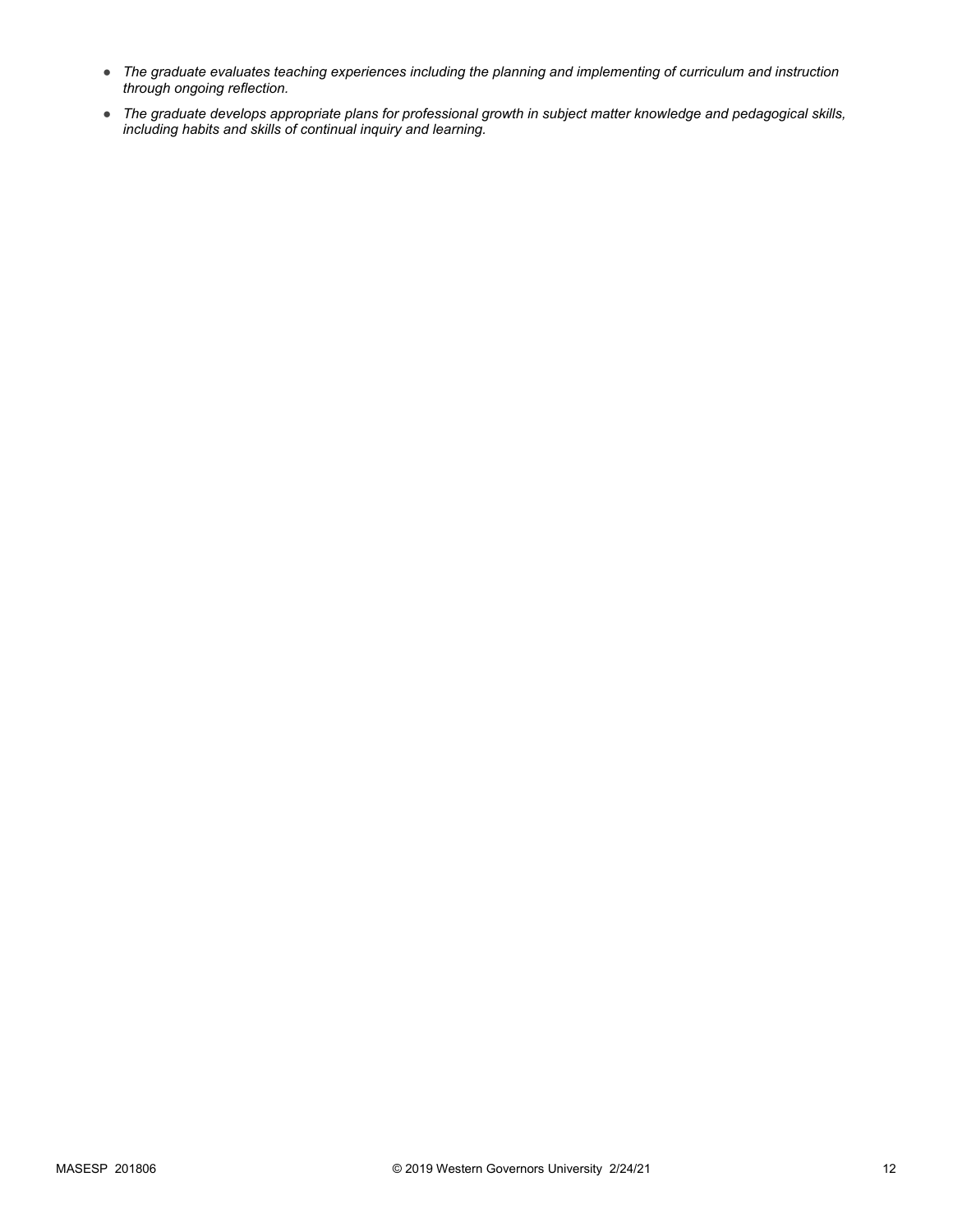- *The graduate evaluates teaching experiences including the planning and implementing of curriculum and instruction through ongoing reflection.*
- *The graduate develops appropriate plans for professional growth in subject matter knowledge and pedagogical skills, including habits and skills of continual inquiry and learning.*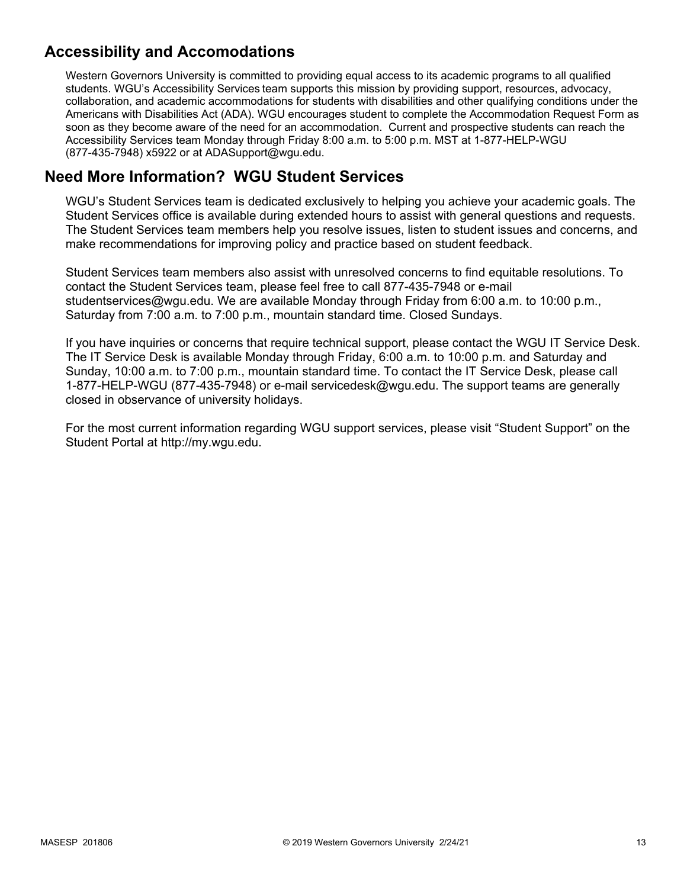## Accessibility and Accomodations

Western Governors University is committed to providing equal access to its academic programs to all qualified students. WGU's Accessibility Services team supports this mission by providing support, resources, advocacy, collaboration, and academic accommodations for students with disabilities and other qualifying conditions under the Americans with Disabilities Act (ADA). WGU encourages student to complete the Accommodation Request Form as soon as they become aware of the need for an accommodation. Current and prospective students can reach the Accessibility Services team Monday through Friday 8:00 a.m. to 5:00 p.m. MST at 1-877-HELP-WGU (877-435-7948) x5922 or at ADASupport@wgu.edu.

## Need More Information? WGU Student Services

WGU's Student Services team is dedicated exclusively to helping you achieve your academic goals. The Student Services office is available during extended hours to assist with general questions and requests. The Student Services team members help you resolve issues, listen to student issues and concerns, and make recommendations for improving policy and practice based on student feedback.

Student Services team members also assist with unresolved concerns to find equitable resolutions. To contact the Student Services team, please feel free to call 877-435-7948 or e-mail studentservices@wgu.edu. We are available Monday through Friday from 6:00 a.m. to 10:00 p.m., Saturday from 7:00 a.m. to 7:00 p.m., mountain standard time. Closed Sundays.

If you have inquiries or concerns that require technical support, please contact the WGU IT Service Desk. The IT Service Desk is available Monday through Friday, 6:00 a.m. to 10:00 p.m. and Saturday and Sunday, 10:00 a.m. to 7:00 p.m., mountain standard time. To contact the IT Service Desk, please call 1-877-HELP-WGU (877-435-7948) or e-mail servicedesk@wgu.edu. The support teams are generally closed in observance of university holidays.

For the most current information regarding WGU support services, please visit "Student Support" on the Student Portal at http://my.wgu.edu.